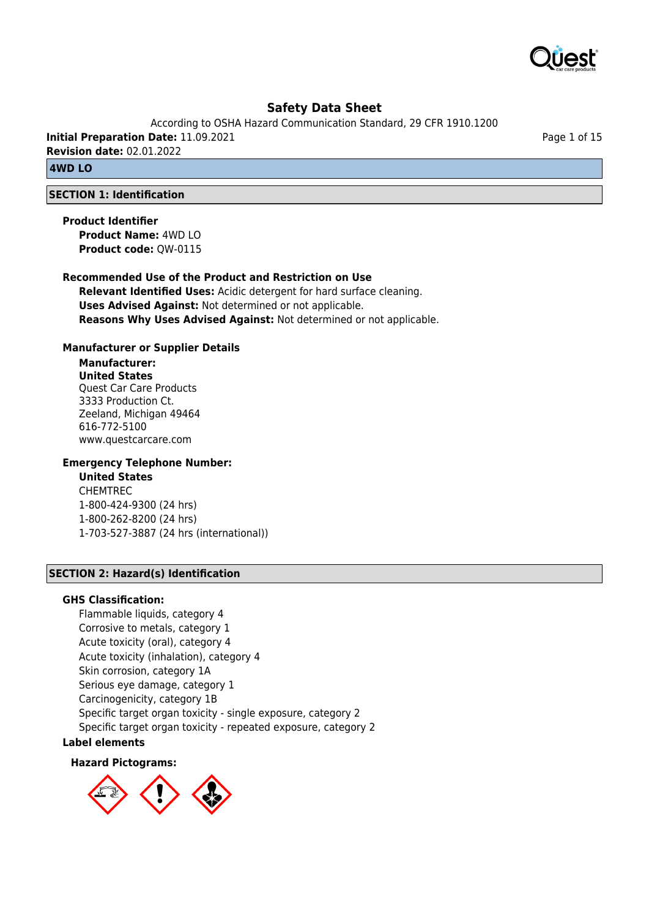# Safety Data Sheet

According to OSHA Hazard Communication Standard, 29 CFR 1910.1200

**Initial Preparation Date:** 11.09.2021

**Revision date:** 02.01.2022

## 4WD LO

## SECTION 1: Identification

### Product Identifier

**Product Name:** 4WD LO
**Product code:** QW-0115

### Recommended Use of the Product and Restriction on Use

**Relevant Identified Uses:** Acidic detergent for hard surface cleaning.
**Uses Advised Against:** Not determined or not applicable.
**Reasons Why Uses Advised Against:** Not determined or not applicable.

### Manufacturer or Supplier Details

**Manufacturer:**
**United States**
Quest Car Care Products
3333 Production Ct.
Zeeland, Michigan 49464
616-772-5100
www.questcarcare.com

### Emergency Telephone Number:

**United States**
CHEMTREC
1-800-424-9300 (24 hrs)
1-800-262-8200 (24 hrs)
1-703-527-3887 (24 hrs (international))

## SECTION 2: Hazard(s) Identification

### GHS Classification:

Flammable liquids, category 4
Corrosive to metals, category 1
Acute toxicity (oral), category 4
Acute toxicity (inhalation), category 4
Skin corrosion, category 1A
Serious eye damage, category 1
Carcinogenicity, category 1B
Specific target organ toxicity - single exposure, category 2
Specific target organ toxicity - repeated exposure, category 2

### Label elements

**Hazard Pictograms:**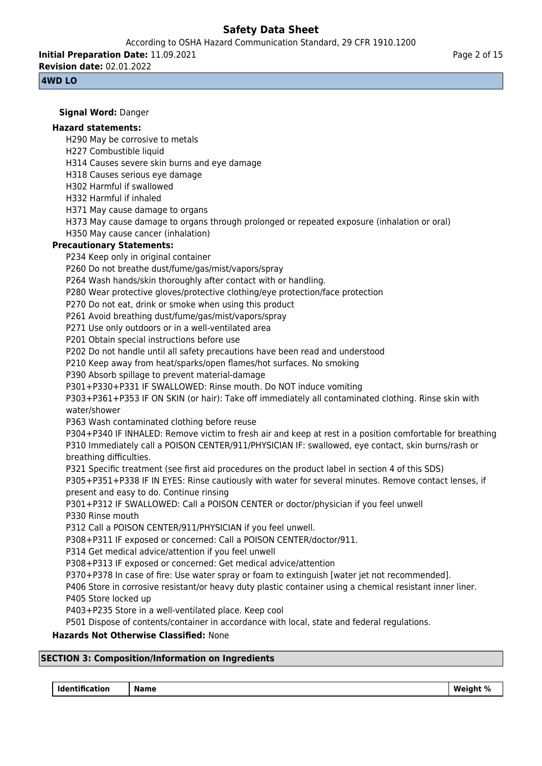**4WD LO**

**Signal Word:** Danger

**Hazard statements:**

H290 May be corrosive to metals
H227 Combustible liquid
H314 Causes severe skin burns and eye damage
H318 Causes serious eye damage
H302 Harmful if swallowed
H332 Harmful if inhaled
H371 May cause damage to organs
H373 May cause damage to organs through prolonged or repeated exposure (inhalation or oral)
H350 May cause cancer (inhalation)

**Precautionary Statements:**

P234 Keep only in original container
P260 Do not breathe dust/fume/gas/mist/vapors/spray
P264 Wash hands/skin thoroughly after contact with or handling.
P280 Wear protective gloves/protective clothing/eye protection/face protection
P270 Do not eat, drink or smoke when using this product
P261 Avoid breathing dust/fume/gas/mist/vapors/spray
P271 Use only outdoors or in a well-ventilated area
P201 Obtain special instructions before use
P202 Do not handle until all safety precautions have been read and understood
P210 Keep away from heat/sparks/open flames/hot surfaces. No smoking
P390 Absorb spillage to prevent material-damage
P301+P330+P331 IF SWALLOWED: Rinse mouth. Do NOT induce vomiting
P303+P361+P353 IF ON SKIN (or hair): Take off immediately all contaminated clothing. Rinse skin with water/shower
P363 Wash contaminated clothing before reuse
P304+P340 IF INHALED: Remove victim to fresh air and keep at rest in a position comfortable for breathing
P310 Immediately call a POISON CENTER/911/PHYSICIAN IF: swallowed, eye contact, skin burns/rash or breathing difficulties.
P321 Specific treatment (see first aid procedures on the product label in section 4 of this SDS)
P305+P351+P338 IF IN EYES: Rinse cautiously with water for several minutes. Remove contact lenses, if present and easy to do. Continue rinsing
P301+P312 IF SWALLOWED: Call a POISON CENTER or doctor/physician if you feel unwell
P330 Rinse mouth
P312 Call a POISON CENTER/911/PHYSICIAN if you feel unwell.
P308+P311 IF exposed or concerned: Call a POISON CENTER/doctor/911.
P314 Get medical advice/attention if you feel unwell
P308+P313 IF exposed or concerned: Get medical advice/attention
P370+P378 In case of fire: Use water spray or foam to extinguish [water jet not recommended].
P406 Store in corrosive resistant/or heavy duty plastic container using a chemical resistant inner liner.
P405 Store locked up
P403+P235 Store in a well-ventilated place. Keep cool
P501 Dispose of contents/container in accordance with local, state and federal regulations.

**Hazards Not Otherwise Classified:** None

## SECTION 3: Composition/Information on Ingredients

| Identification | Name | Weight % |
|---|---|---|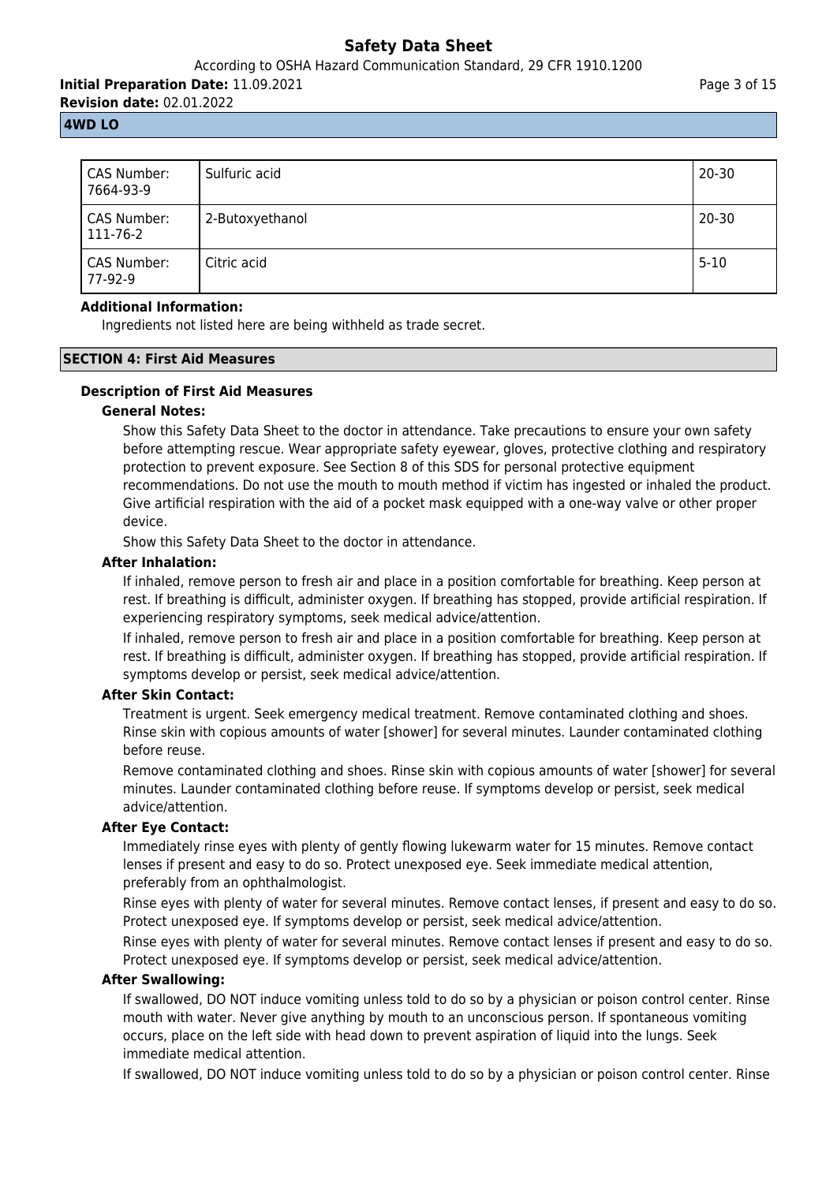**4WD LO**

| CAS Number: 7664-93-9 | Sulfuric acid | 20-30 |
|---|---|---|
| CAS Number: 111-76-2 | 2-Butoxyethanol | 20-30 |
| CAS Number: 77-92-9 | Citric acid | 5-10 |

**Additional Information:**

Ingredients not listed here are being withheld as trade secret.

## SECTION 4: First Aid Measures

### Description of First Aid Measures

**General Notes:**

Show this Safety Data Sheet to the doctor in attendance. Take precautions to ensure your own safety before attempting rescue. Wear appropriate safety eyewear, gloves, protective clothing and respiratory protection to prevent exposure. See Section 8 of this SDS for personal protective equipment recommendations. Do not use the mouth to mouth method if victim has ingested or inhaled the product. Give artificial respiration with the aid of a pocket mask equipped with a one-way valve or other proper device.

Show this Safety Data Sheet to the doctor in attendance.

**After Inhalation:**

If inhaled, remove person to fresh air and place in a position comfortable for breathing. Keep person at rest. If breathing is difficult, administer oxygen. If breathing has stopped, provide artificial respiration. If experiencing respiratory symptoms, seek medical advice/attention.

If inhaled, remove person to fresh air and place in a position comfortable for breathing. Keep person at rest. If breathing is difficult, administer oxygen. If breathing has stopped, provide artificial respiration. If symptoms develop or persist, seek medical advice/attention.

**After Skin Contact:**

Treatment is urgent. Seek emergency medical treatment. Remove contaminated clothing and shoes. Rinse skin with copious amounts of water [shower] for several minutes. Launder contaminated clothing before reuse.

Remove contaminated clothing and shoes. Rinse skin with copious amounts of water [shower] for several minutes. Launder contaminated clothing before reuse. If symptoms develop or persist, seek medical advice/attention.

**After Eye Contact:**

Immediately rinse eyes with plenty of gently flowing lukewarm water for 15 minutes. Remove contact lenses if present and easy to do so. Protect unexposed eye. Seek immediate medical attention, preferably from an ophthalmologist.

Rinse eyes with plenty of water for several minutes. Remove contact lenses, if present and easy to do so. Protect unexposed eye. If symptoms develop or persist, seek medical advice/attention.

Rinse eyes with plenty of water for several minutes. Remove contact lenses if present and easy to do so. Protect unexposed eye. If symptoms develop or persist, seek medical advice/attention.

**After Swallowing:**

If swallowed, DO NOT induce vomiting unless told to do so by a physician or poison control center. Rinse mouth with water. Never give anything by mouth to an unconscious person. If spontaneous vomiting occurs, place on the left side with head down to prevent aspiration of liquid into the lungs. Seek immediate medical attention.

If swallowed, DO NOT induce vomiting unless told to do so by a physician or poison control center. Rinse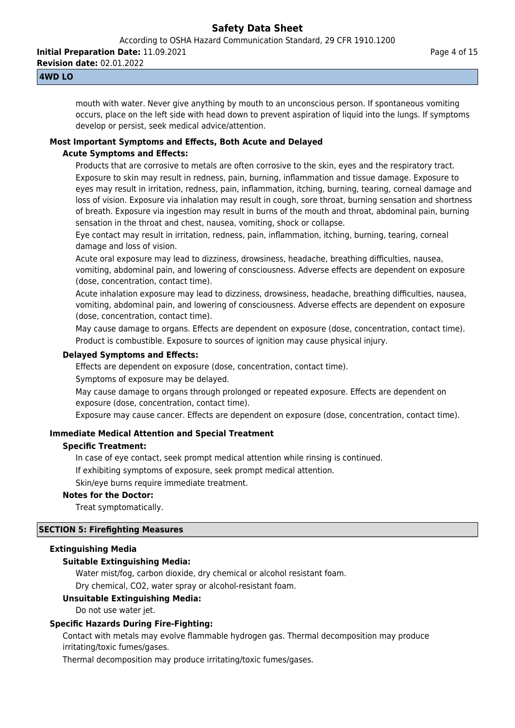mouth with water. Never give anything by mouth to an unconscious person. If spontaneous vomiting occurs, place on the left side with head down to prevent aspiration of liquid into the lungs. If symptoms develop or persist, seek medical advice/attention.

### Most Important Symptoms and Effects, Both Acute and Delayed

#### Acute Symptoms and Effects:

Products that are corrosive to metals are often corrosive to the skin, eyes and the respiratory tract. Exposure to skin may result in redness, pain, burning, inflammation and tissue damage. Exposure to eyes may result in irritation, redness, pain, inflammation, itching, burning, tearing, corneal damage and loss of vision. Exposure via inhalation may result in cough, sore throat, burning sensation and shortness of breath. Exposure via ingestion may result in burns of the mouth and throat, abdominal pain, burning sensation in the throat and chest, nausea, vomiting, shock or collapse.

Eye contact may result in irritation, redness, pain, inflammation, itching, burning, tearing, corneal damage and loss of vision.

Acute oral exposure may lead to dizziness, drowsiness, headache, breathing difficulties, nausea, vomiting, abdominal pain, and lowering of consciousness. Adverse effects are dependent on exposure (dose, concentration, contact time).

Acute inhalation exposure may lead to dizziness, drowsiness, headache, breathing difficulties, nausea, vomiting, abdominal pain, and lowering of consciousness. Adverse effects are dependent on exposure (dose, concentration, contact time).

May cause damage to organs. Effects are dependent on exposure (dose, concentration, contact time).

Product is combustible. Exposure to sources of ignition may cause physical injury.

#### Delayed Symptoms and Effects:

Effects are dependent on exposure (dose, concentration, contact time).

Symptoms of exposure may be delayed.

May cause damage to organs through prolonged or repeated exposure. Effects are dependent on exposure (dose, concentration, contact time).

Exposure may cause cancer. Effects are dependent on exposure (dose, concentration, contact time).

### Immediate Medical Attention and Special Treatment

#### Specific Treatment:

In case of eye contact, seek prompt medical attention while rinsing is continued.

If exhibiting symptoms of exposure, seek prompt medical attention.

Skin/eye burns require immediate treatment.

#### Notes for the Doctor:

Treat symptomatically.

## SECTION 5: Firefighting Measures

### Extinguishing Media

#### Suitable Extinguishing Media:

Water mist/fog, carbon dioxide, dry chemical or alcohol resistant foam.

Dry chemical, $CO_2$, water spray or alcohol-resistant foam.

#### Unsuitable Extinguishing Media:

Do not use water jet.

### Specific Hazards During Fire-Fighting:

Contact with metals may evolve flammable hydrogen gas. Thermal decomposition may produce irritating/toxic fumes/gases.

Thermal decomposition may produce irritating/toxic fumes/gases.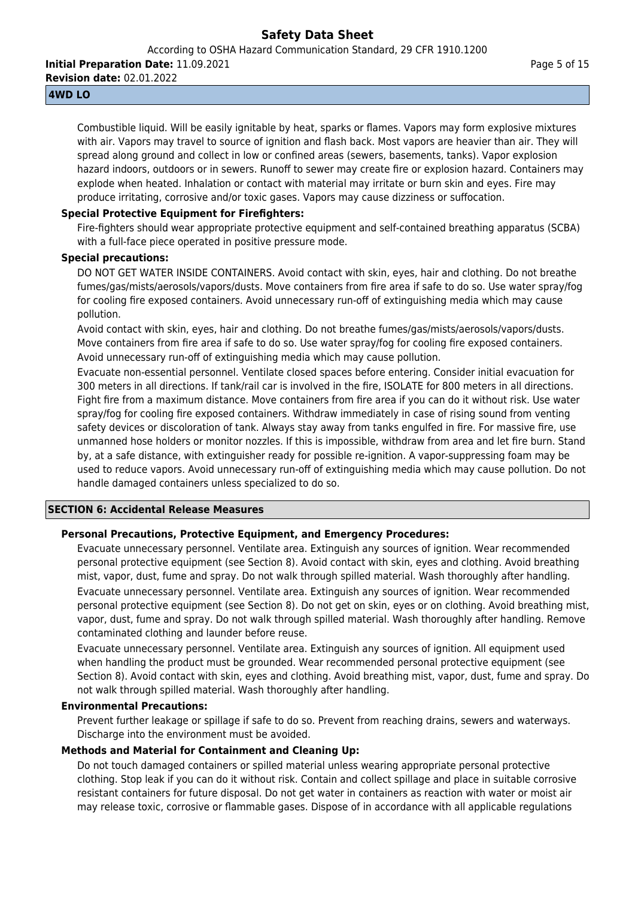Combustible liquid. Will be easily ignitable by heat, sparks or flames. Vapors may form explosive mixtures with air. Vapors may travel to source of ignition and flash back. Most vapors are heavier than air. They will spread along ground and collect in low or confined areas (sewers, basements, tanks). Vapor explosion hazard indoors, outdoors or in sewers. Runoff to sewer may create fire or explosion hazard. Containers may explode when heated. Inhalation or contact with material may irritate or burn skin and eyes. Fire may produce irritating, corrosive and/or toxic gases. Vapors may cause dizziness or suffocation.

**Special Protective Equipment for Firefighters:**

Fire-fighters should wear appropriate protective equipment and self-contained breathing apparatus (SCBA) with a full-face piece operated in positive pressure mode.

**Special precautions:**

DO NOT GET WATER INSIDE CONTAINERS. Avoid contact with skin, eyes, hair and clothing. Do not breathe fumes/gas/mists/aerosols/vapors/dusts. Move containers from fire area if safe to do so. Use water spray/fog for cooling fire exposed containers. Avoid unnecessary run-off of extinguishing media which may cause pollution.

Avoid contact with skin, eyes, hair and clothing. Do not breathe fumes/gas/mists/aerosols/vapors/dusts. Move containers from fire area if safe to do so. Use water spray/fog for cooling fire exposed containers. Avoid unnecessary run-off of extinguishing media which may cause pollution.

Evacuate non-essential personnel. Ventilate closed spaces before entering. Consider initial evacuation for 300 meters in all directions. If tank/rail car is involved in the fire, ISOLATE for 800 meters in all directions. Fight fire from a maximum distance. Move containers from fire area if you can do it without risk. Use water spray/fog for cooling fire exposed containers. Withdraw immediately in case of rising sound from venting safety devices or discoloration of tank. Always stay away from tanks engulfed in fire. For massive fire, use unmanned hose holders or monitor nozzles. If this is impossible, withdraw from area and let fire burn. Stand by, at a safe distance, with extinguisher ready for possible re-ignition. A vapor-suppressing foam may be used to reduce vapors. Avoid unnecessary run-off of extinguishing media which may cause pollution. Do not handle damaged containers unless specialized to do so.

## SECTION 6: Accidental Release Measures

**Personal Precautions, Protective Equipment, and Emergency Procedures:**

Evacuate unnecessary personnel. Ventilate area. Extinguish any sources of ignition. Wear recommended personal protective equipment (see Section 8). Avoid contact with skin, eyes and clothing. Avoid breathing mist, vapor, dust, fume and spray. Do not walk through spilled material. Wash thoroughly after handling.

Evacuate unnecessary personnel. Ventilate area. Extinguish any sources of ignition. Wear recommended personal protective equipment (see Section 8). Do not get on skin, eyes or on clothing. Avoid breathing mist, vapor, dust, fume and spray. Do not walk through spilled material. Wash thoroughly after handling. Remove contaminated clothing and launder before reuse.

Evacuate unnecessary personnel. Ventilate area. Extinguish any sources of ignition. All equipment used when handling the product must be grounded. Wear recommended personal protective equipment (see Section 8). Avoid contact with skin, eyes and clothing. Avoid breathing mist, vapor, dust, fume and spray. Do not walk through spilled material. Wash thoroughly after handling.

**Environmental Precautions:**

Prevent further leakage or spillage if safe to do so. Prevent from reaching drains, sewers and waterways. Discharge into the environment must be avoided.

**Methods and Material for Containment and Cleaning Up:**

Do not touch damaged containers or spilled material unless wearing appropriate personal protective clothing. Stop leak if you can do it without risk. Contain and collect spillage and place in suitable corrosive resistant containers for future disposal. Do not get water in containers as reaction with water or moist air may release toxic, corrosive or flammable gases. Dispose of in accordance with all applicable regulations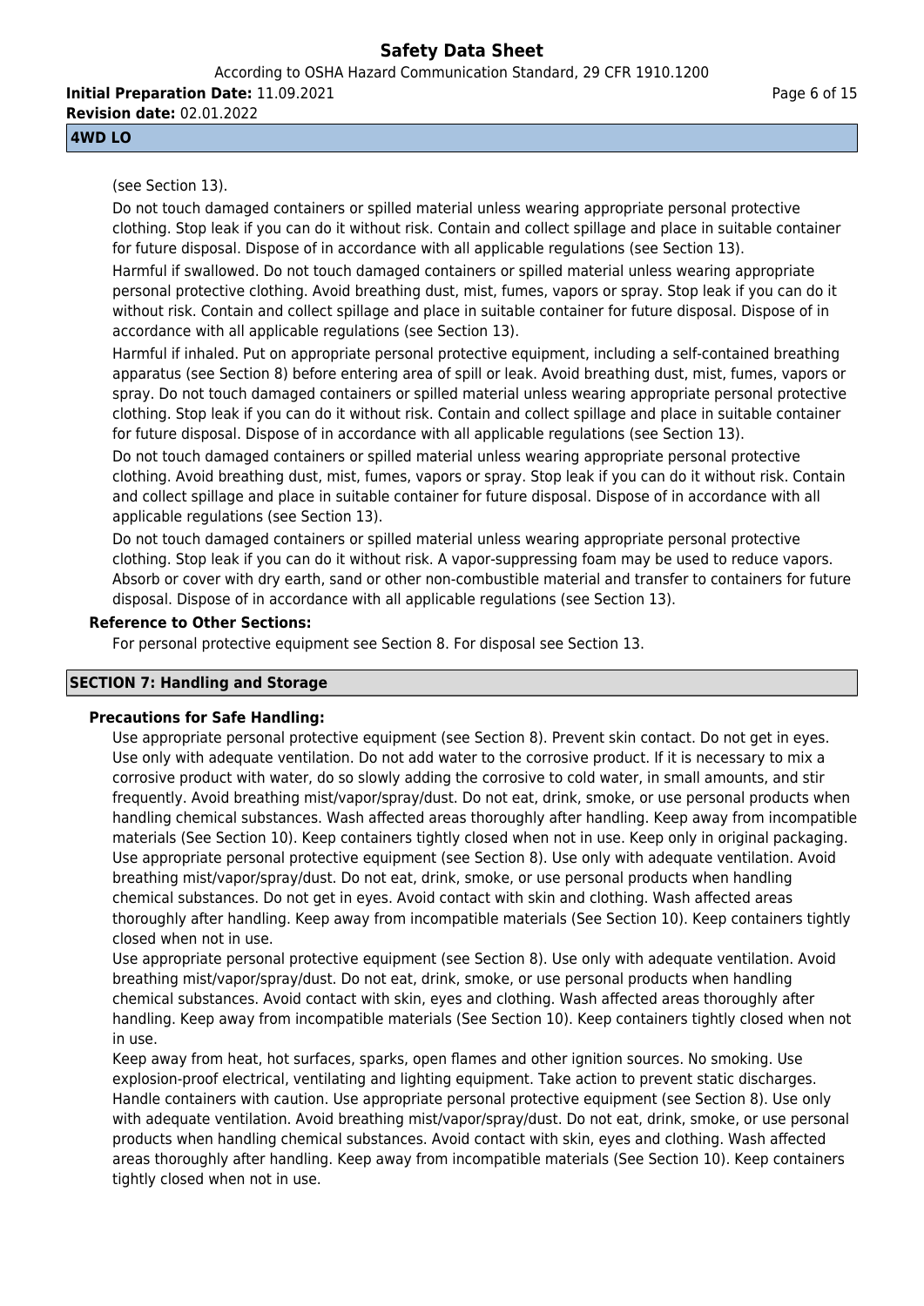(see Section 13).

Do not touch damaged containers or spilled material unless wearing appropriate personal protective clothing. Stop leak if you can do it without risk. Contain and collect spillage and place in suitable container for future disposal. Dispose of in accordance with all applicable regulations (see Section 13).

Harmful if swallowed. Do not touch damaged containers or spilled material unless wearing appropriate personal protective clothing. Avoid breathing dust, mist, fumes, vapors or spray. Stop leak if you can do it without risk. Contain and collect spillage and place in suitable container for future disposal. Dispose of in accordance with all applicable regulations (see Section 13).

Harmful if inhaled. Put on appropriate personal protective equipment, including a self-contained breathing apparatus (see Section 8) before entering area of spill or leak. Avoid breathing dust, mist, fumes, vapors or spray. Do not touch damaged containers or spilled material unless wearing appropriate personal protective clothing. Stop leak if you can do it without risk. Contain and collect spillage and place in suitable container for future disposal. Dispose of in accordance with all applicable regulations (see Section 13).

Do not touch damaged containers or spilled material unless wearing appropriate personal protective clothing. Avoid breathing dust, mist, fumes, vapors or spray. Stop leak if you can do it without risk. Contain and collect spillage and place in suitable container for future disposal. Dispose of in accordance with all applicable regulations (see Section 13).

Do not touch damaged containers or spilled material unless wearing appropriate personal protective clothing. Stop leak if you can do it without risk. A vapor-suppressing foam may be used to reduce vapors. Absorb or cover with dry earth, sand or other non-combustible material and transfer to containers for future disposal. Dispose of in accordance with all applicable regulations (see Section 13).

**Reference to Other Sections:**

For personal protective equipment see Section 8. For disposal see Section 13.

## SECTION 7: Handling and Storage

**Precautions for Safe Handling:**

Use appropriate personal protective equipment (see Section 8). Prevent skin contact. Do not get in eyes. Use only with adequate ventilation. Do not add water to the corrosive product. If it is necessary to mix a corrosive product with water, do so slowly adding the corrosive to cold water, in small amounts, and stir frequently. Avoid breathing mist/vapor/spray/dust. Do not eat, drink, smoke, or use personal products when handling chemical substances. Wash affected areas thoroughly after handling. Keep away from incompatible materials (See Section 10). Keep containers tightly closed when not in use. Keep only in original packaging.
Use appropriate personal protective equipment (see Section 8). Use only with adequate ventilation. Avoid breathing mist/vapor/spray/dust. Do not eat, drink, smoke, or use personal products when handling chemical substances. Do not get in eyes. Avoid contact with skin and clothing. Wash affected areas thoroughly after handling. Keep away from incompatible materials (See Section 10). Keep containers tightly closed when not in use.

Use appropriate personal protective equipment (see Section 8). Use only with adequate ventilation. Avoid breathing mist/vapor/spray/dust. Do not eat, drink, smoke, or use personal products when handling chemical substances. Avoid contact with skin, eyes and clothing. Wash affected areas thoroughly after handling. Keep away from incompatible materials (See Section 10). Keep containers tightly closed when not in use.

Keep away from heat, hot surfaces, sparks, open flames and other ignition sources. No smoking. Use explosion-proof electrical, ventilating and lighting equipment. Take action to prevent static discharges. Handle containers with caution. Use appropriate personal protective equipment (see Section 8). Use only with adequate ventilation. Avoid breathing mist/vapor/spray/dust. Do not eat, drink, smoke, or use personal products when handling chemical substances. Avoid contact with skin, eyes and clothing. Wash affected areas thoroughly after handling. Keep away from incompatible materials (See Section 10). Keep containers tightly closed when not in use.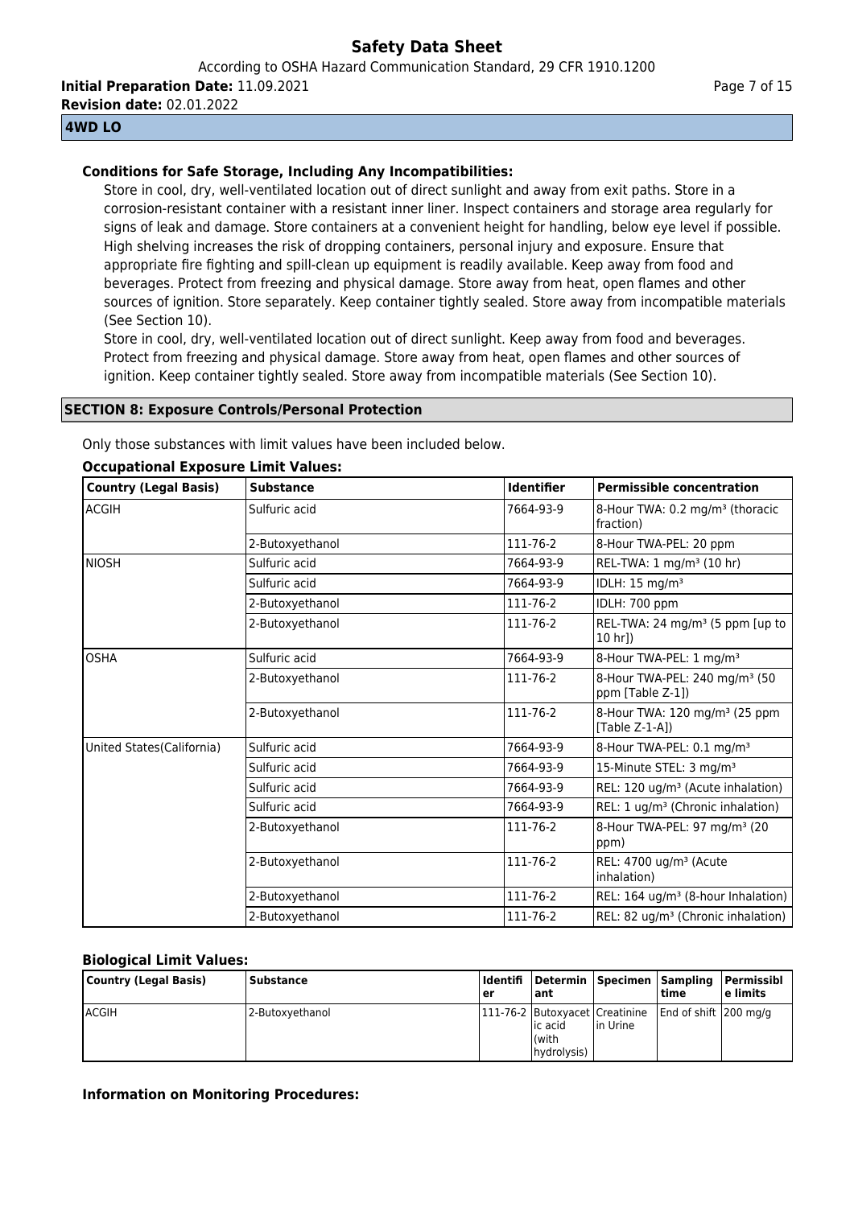**4WD LO**

**Conditions for Safe Storage, Including Any Incompatibilities:**

Store in cool, dry, well-ventilated location out of direct sunlight and away from exit paths. Store in a corrosion-resistant container with a resistant inner liner. Inspect containers and storage area regularly for signs of leak and damage. Store containers at a convenient height for handling, below eye level if possible. High shelving increases the risk of dropping containers, personal injury and exposure. Ensure that appropriate fire fighting and spill-clean up equipment is readily available. Keep away from food and beverages. Protect from freezing and physical damage. Store away from heat, open flames and other sources of ignition. Store separately. Keep container tightly sealed. Store away from incompatible materials (See Section 10).

Store in cool, dry, well-ventilated location out of direct sunlight. Keep away from food and beverages. Protect from freezing and physical damage. Store away from heat, open flames and other sources of ignition. Keep container tightly sealed. Store away from incompatible materials (See Section 10).

## SECTION 8: Exposure Controls/Personal Protection

Only those substances with limit values have been included below.

**Occupational Exposure Limit Values:**

| Country (Legal Basis) | Substance | Identifier | Permissible concentration |
|---|---|---|---|
| ACGIH | Sulfuric acid | 7664-93-9 | 8-Hour TWA: 0.2 mg/m³ (thoracic fraction) |
| | 2-Butoxyethanol | 111-76-2 | 8-Hour TWA-PEL: 20 ppm |
| NIOSH | Sulfuric acid | 7664-93-9 | REL-TWA: 1 mg/m³ (10 hr) |
| | Sulfuric acid | 7664-93-9 | IDLH: 15 mg/m³ |
| | 2-Butoxyethanol | 111-76-2 | IDLH: 700 ppm |
| | 2-Butoxyethanol | 111-76-2 | REL-TWA: 24 mg/m³ (5 ppm [up to 10 hr]) |
| OSHA | Sulfuric acid | 7664-93-9 | 8-Hour TWA-PEL: 1 mg/m³ |
| | 2-Butoxyethanol | 111-76-2 | 8-Hour TWA-PEL: 240 mg/m³ (50 ppm [Table Z-1]) |
| | 2-Butoxyethanol | 111-76-2 | 8-Hour TWA: 120 mg/m³ (25 ppm [Table Z-1-A]) |
| United States(California) | Sulfuric acid | 7664-93-9 | 8-Hour TWA-PEL: 0.1 mg/m³ |
| | Sulfuric acid | 7664-93-9 | 15-Minute STEL: 3 mg/m³ |
| | Sulfuric acid | 7664-93-9 | REL: 120 ug/m³ (Acute inhalation) |
| | Sulfuric acid | 7664-93-9 | REL: 1 ug/m³ (Chronic inhalation) |
| | 2-Butoxyethanol | 111-76-2 | 8-Hour TWA-PEL: 97 mg/m³ (20 ppm) |
| | 2-Butoxyethanol | 111-76-2 | REL: 4700 ug/m³ (Acute inhalation) |
| | 2-Butoxyethanol | 111-76-2 | REL: 164 ug/m³ (8-hour Inhalation) |
| | 2-Butoxyethanol | 111-76-2 | REL: 82 ug/m³ (Chronic inhalation) |

**Biological Limit Values:**

| Country (Legal Basis) | Substance | Identifier | Determinant | Specimen | Sampling time | Permissible limits |
|---|---|---|---|---|---|---|
| ACGIH | 2-Butoxyethanol | 111-76-2 | Butoxyacetic acid (with hydrolysis) | Creatinine in Urine | End of shift | 200 mg/g |

**Information on Monitoring Procedures:**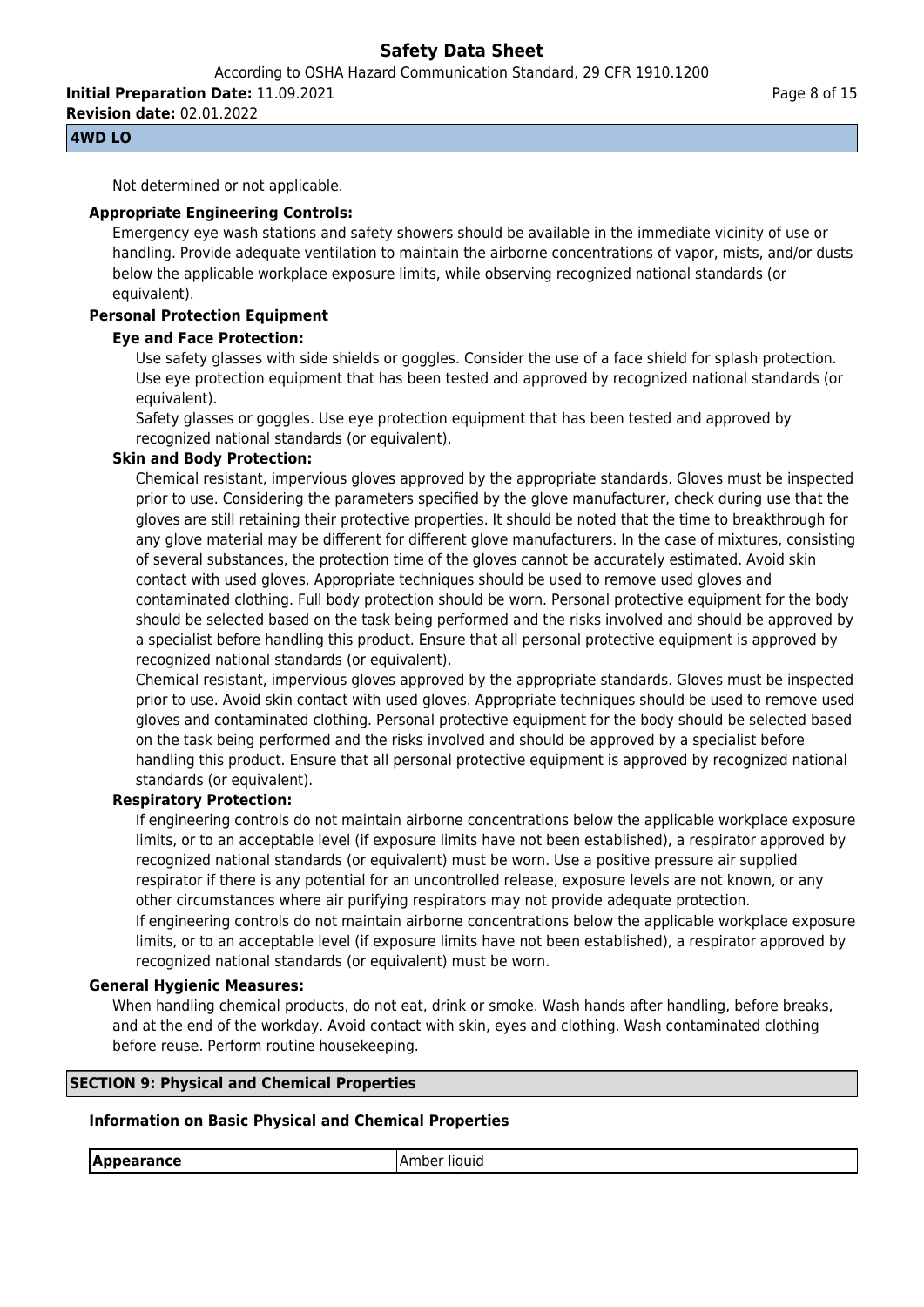Not determined or not applicable.

**Appropriate Engineering Controls:**

Emergency eye wash stations and safety showers should be available in the immediate vicinity of use or handling. Provide adequate ventilation to maintain the airborne concentrations of vapor, mists, and/or dusts below the applicable workplace exposure limits, while observing recognized national standards (or equivalent).

**Personal Protection Equipment**

**Eye and Face Protection:**

Use safety glasses with side shields or goggles. Consider the use of a face shield for splash protection. Use eye protection equipment that has been tested and approved by recognized national standards (or equivalent).

Safety glasses or goggles. Use eye protection equipment that has been tested and approved by recognized national standards (or equivalent).

**Skin and Body Protection:**

Chemical resistant, impervious gloves approved by the appropriate standards. Gloves must be inspected prior to use. Considering the parameters specified by the glove manufacturer, check during use that the gloves are still retaining their protective properties. It should be noted that the time to breakthrough for any glove material may be different for different glove manufacturers. In the case of mixtures, consisting of several substances, the protection time of the gloves cannot be accurately estimated. Avoid skin contact with used gloves. Appropriate techniques should be used to remove used gloves and contaminated clothing. Full body protection should be worn. Personal protective equipment for the body should be selected based on the task being performed and the risks involved and should be approved by a specialist before handling this product. Ensure that all personal protective equipment is approved by recognized national standards (or equivalent).

Chemical resistant, impervious gloves approved by the appropriate standards. Gloves must be inspected prior to use. Avoid skin contact with used gloves. Appropriate techniques should be used to remove used gloves and contaminated clothing. Personal protective equipment for the body should be selected based on the task being performed and the risks involved and should be approved by a specialist before handling this product. Ensure that all personal protective equipment is approved by recognized national standards (or equivalent).

**Respiratory Protection:**

If engineering controls do not maintain airborne concentrations below the applicable workplace exposure limits, or to an acceptable level (if exposure limits have not been established), a respirator approved by recognized national standards (or equivalent) must be worn. Use a positive pressure air supplied respirator if there is any potential for an uncontrolled release, exposure levels are not known, or any other circumstances where air purifying respirators may not provide adequate protection.

If engineering controls do not maintain airborne concentrations below the applicable workplace exposure limits, or to an acceptable level (if exposure limits have not been established), a respirator approved by recognized national standards (or equivalent) must be worn.

**General Hygienic Measures:**

When handling chemical products, do not eat, drink or smoke. Wash hands after handling, before breaks, and at the end of the workday. Avoid contact with skin, eyes and clothing. Wash contaminated clothing before reuse. Perform routine housekeeping.

## SECTION 9: Physical and Chemical Properties

**Information on Basic Physical and Chemical Properties**

| **Appearance** | Amber liquid |
|---|---|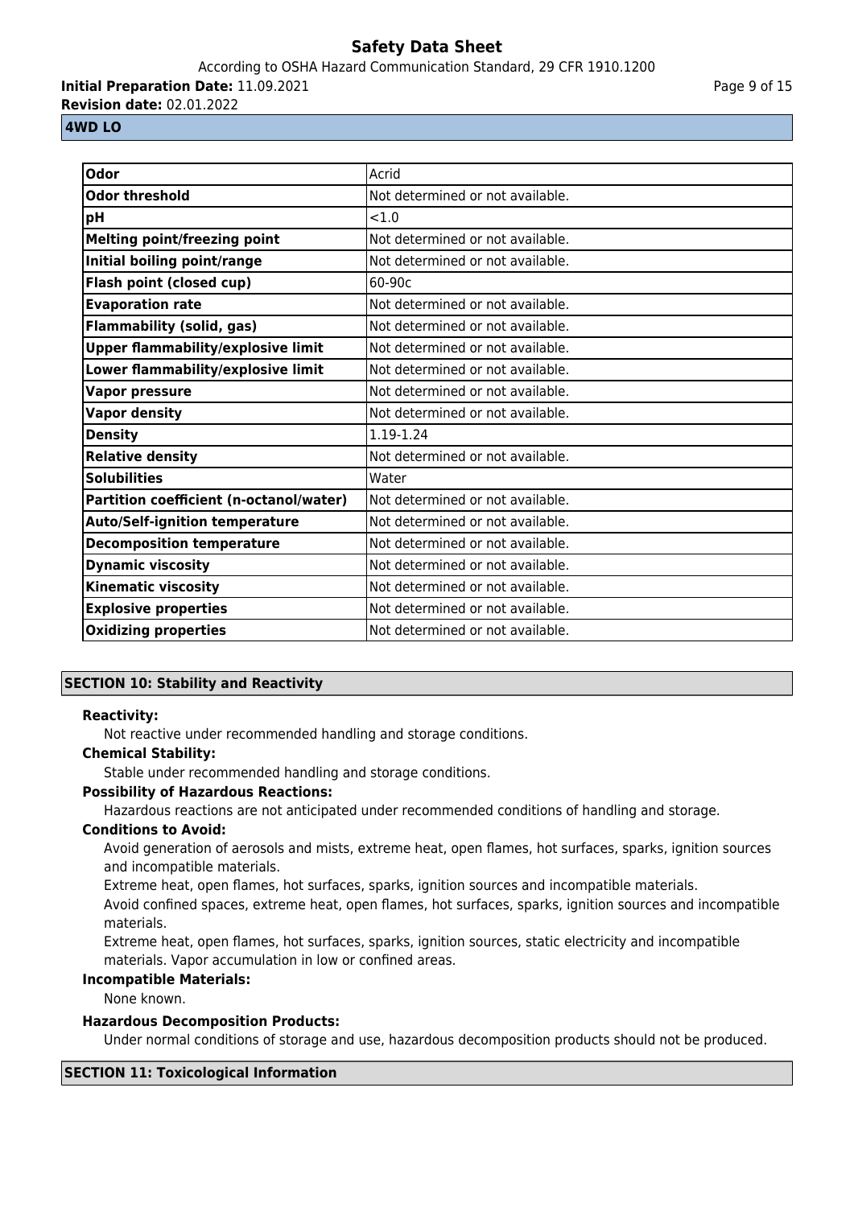| Odor | Acrid |
| --- | --- |
| Odor threshold | Not determined or not available. |
| pH | <1.0 |
| Melting point/freezing point | Not determined or not available. |
| Initial boiling point/range | Not determined or not available. |
| Flash point (closed cup) | 60-90c |
| Evaporation rate | Not determined or not available. |
| Flammability (solid, gas) | Not determined or not available. |
| Upper flammability/explosive limit | Not determined or not available. |
| Lower flammability/explosive limit | Not determined or not available. |
| Vapor pressure | Not determined or not available. |
| Vapor density | Not determined or not available. |
| Density | 1.19-1.24 |
| Relative density | Not determined or not available. |
| Solubilities | Water |
| Partition coefficient (n-octanol/water) | Not determined or not available. |
| Auto/Self-ignition temperature | Not determined or not available. |
| Decomposition temperature | Not determined or not available. |
| Dynamic viscosity | Not determined or not available. |
| Kinematic viscosity | Not determined or not available. |
| Explosive properties | Not determined or not available. |
| Oxidizing properties | Not determined or not available. |

## SECTION 10: Stability and Reactivity

**Reactivity:**

Not reactive under recommended handling and storage conditions.

**Chemical Stability:**

Stable under recommended handling and storage conditions.

**Possibility of Hazardous Reactions:**

Hazardous reactions are not anticipated under recommended conditions of handling and storage.

**Conditions to Avoid:**

Avoid generation of aerosols and mists, extreme heat, open flames, hot surfaces, sparks, ignition sources and incompatible materials.

Extreme heat, open flames, hot surfaces, sparks, ignition sources and incompatible materials.

Avoid confined spaces, extreme heat, open flames, hot surfaces, sparks, ignition sources and incompatible materials.

Extreme heat, open flames, hot surfaces, sparks, ignition sources, static electricity and incompatible materials. Vapor accumulation in low or confined areas.

**Incompatible Materials:**

None known.

**Hazardous Decomposition Products:**

Under normal conditions of storage and use, hazardous decomposition products should not be produced.

## SECTION 11: Toxicological Information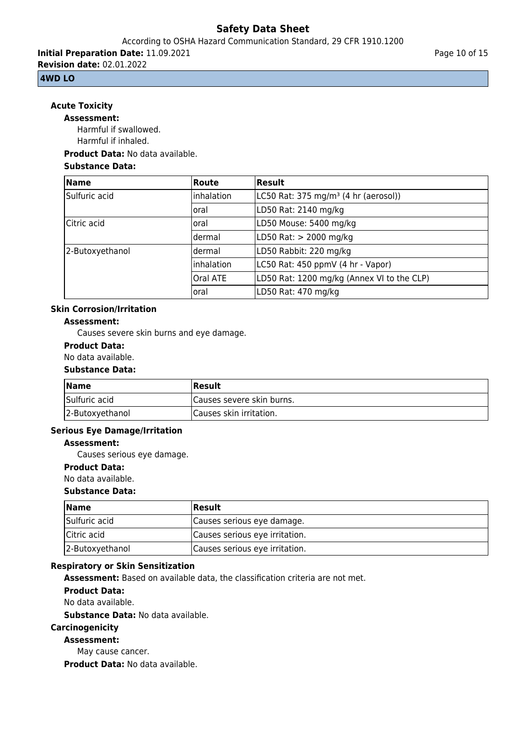## Acute Toxicity

**Assessment:**

Harmful if swallowed.
Harmful if inhaled.

**Product Data:** No data available.

**Substance Data:**

| Name | Route | Result |
|---|---|---|
| Sulfuric acid | inhalation | LC50 Rat: 375 mg/m³ (4 hr (aerosol)) |
| | oral | LD50 Rat: 2140 mg/kg |
| Citric acid | oral | LD50 Mouse: 5400 mg/kg |
| | dermal | LD50 Rat: > 2000 mg/kg |
| 2-Butoxyethanol | dermal | LD50 Rabbit: 220 mg/kg |
| | inhalation | LC50 Rat: 450 ppmV (4 hr - Vapor) |
| | Oral ATE | LD50 Rat: 1200 mg/kg (Annex VI to the CLP) |
| | oral | LD50 Rat: 470 mg/kg |

## Skin Corrosion/Irritation

**Assessment:**

Causes severe skin burns and eye damage.

**Product Data:**

No data available.

**Substance Data:**

| Name | Result |
|---|---|
| Sulfuric acid | Causes severe skin burns. |
| 2-Butoxyethanol | Causes skin irritation. |

## Serious Eye Damage/Irritation

**Assessment:**

Causes serious eye damage.

**Product Data:**

No data available.

**Substance Data:**

| Name | Result |
|---|---|
| Sulfuric acid | Causes serious eye damage. |
| Citric acid | Causes serious eye irritation. |
| 2-Butoxyethanol | Causes serious eye irritation. |

## Respiratory or Skin Sensitization

**Assessment:** Based on available data, the classification criteria are not met.

**Product Data:**

No data available.

**Substance Data:** No data available.

## Carcinogenicity

**Assessment:**

May cause cancer.

**Product Data:** No data available.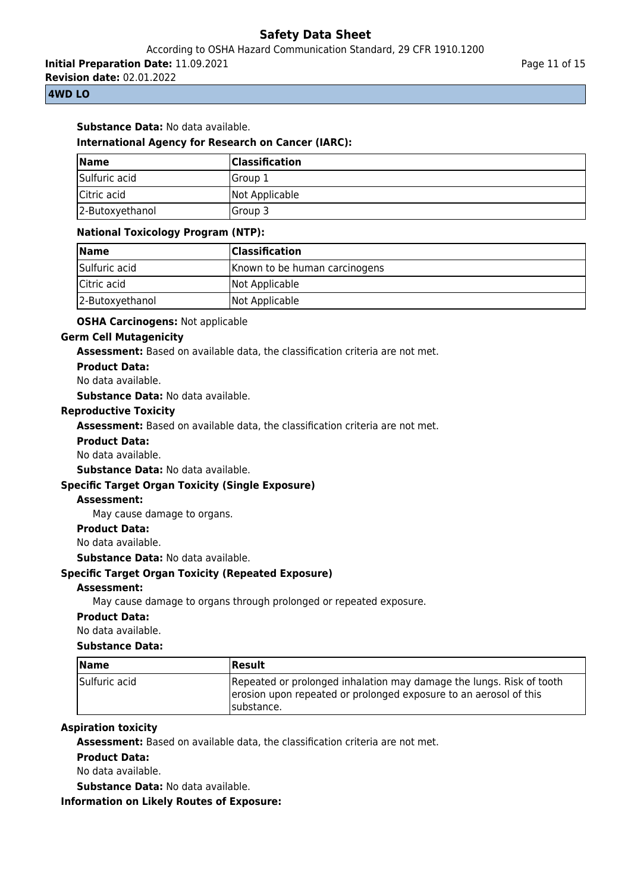**Substance Data:** No data available.

**International Agency for Research on Cancer (IARC):**

| Name | Classification |
| --- | --- |
| Sulfuric acid | Group 1 |
| Citric acid | Not Applicable |
| 2-Butoxyethanol | Group 3 |

**National Toxicology Program (NTP):**

| Name | Classification |
| --- | --- |
| Sulfuric acid | Known to be human carcinogens |
| Citric acid | Not Applicable |
| 2-Butoxyethanol | Not Applicable |

**OSHA Carcinogens:** Not applicable

### Germ Cell Mutagenicity

**Assessment:** Based on available data, the classification criteria are not met.

**Product Data:**

No data available.

**Substance Data:** No data available.

### Reproductive Toxicity

**Assessment:** Based on available data, the classification criteria are not met.

**Product Data:**

No data available.

**Substance Data:** No data available.

### Specific Target Organ Toxicity (Single Exposure)

**Assessment:**

May cause damage to organs.

**Product Data:**

No data available.

**Substance Data:** No data available.

### Specific Target Organ Toxicity (Repeated Exposure)

**Assessment:**

May cause damage to organs through prolonged or repeated exposure.

**Product Data:**

No data available.

**Substance Data:**

| Name | Result |
| --- | --- |
| Sulfuric acid | Repeated or prolonged inhalation may damage the lungs. Risk of tooth erosion upon repeated or prolonged exposure to an aerosol of this substance. |

### Aspiration toxicity

**Assessment:** Based on available data, the classification criteria are not met.

**Product Data:**

No data available.

**Substance Data:** No data available.

### Information on Likely Routes of Exposure: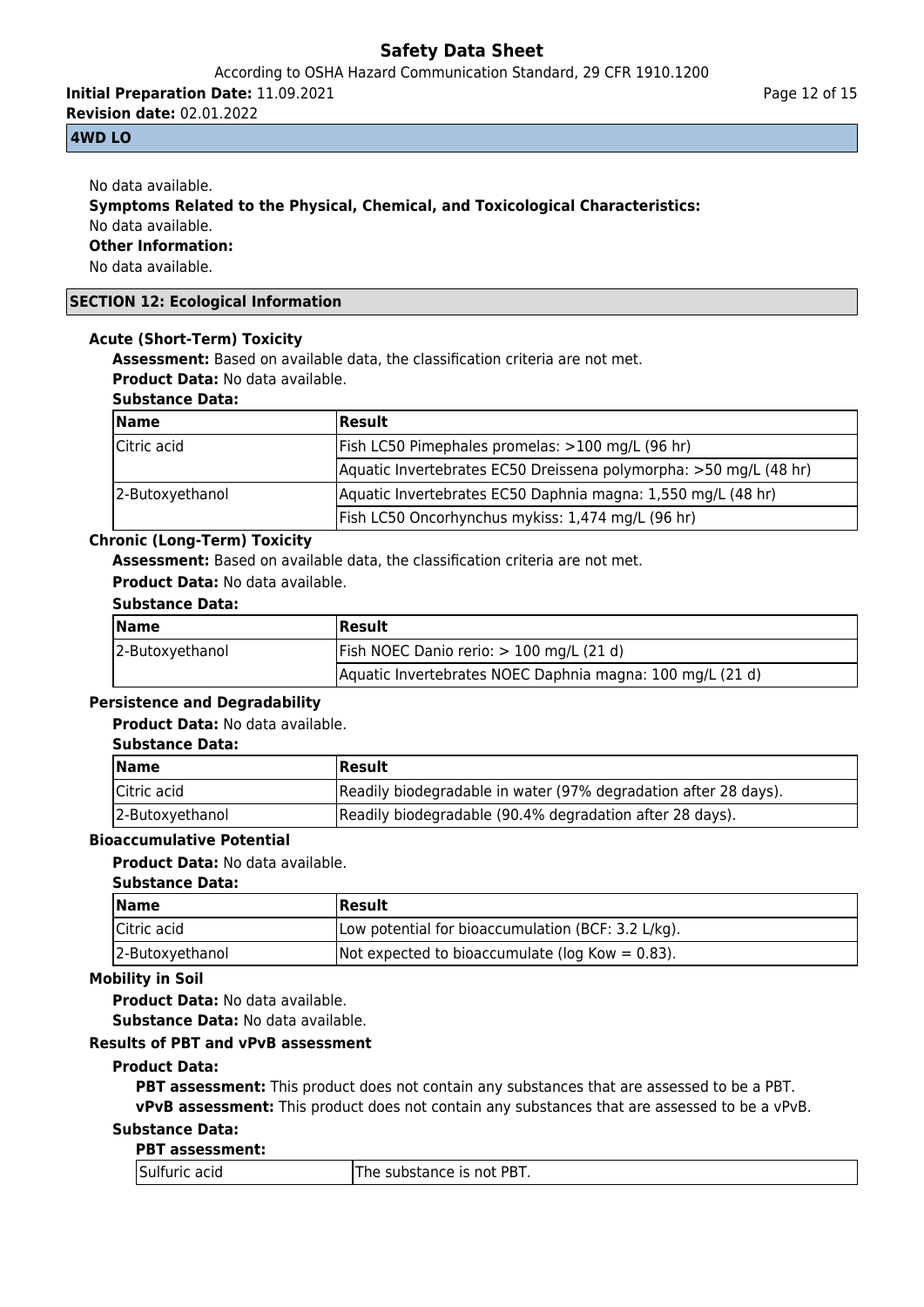No data available.

**Symptoms Related to the Physical, Chemical, and Toxicological Characteristics:**

No data available.

**Other Information:**

No data available.

## SECTION 12: Ecological Information

### Acute (Short-Term) Toxicity

**Assessment:** Based on available data, the classification criteria are not met.

**Product Data:** No data available.

**Substance Data:**

| Name | Result |
|---|---|
| Citric acid | Fish LC50 Pimephales promelas: >100 mg/L (96 hr) |
| | Aquatic Invertebrates EC50 Dreissena polymorpha: >50 mg/L (48 hr) |
| 2-Butoxyethanol | Aquatic Invertebrates EC50 Daphnia magna: 1,550 mg/L (48 hr) |
| | Fish LC50 Oncorhynchus mykiss: 1,474 mg/L (96 hr) |

### Chronic (Long-Term) Toxicity

**Assessment:** Based on available data, the classification criteria are not met.

**Product Data:** No data available.

**Substance Data:**

| Name | Result |
|---|---|
| 2-Butoxyethanol | Fish NOEC Danio rerio: > 100 mg/L (21 d) |
| | Aquatic Invertebrates NOEC Daphnia magna: 100 mg/L (21 d) |

### Persistence and Degradability

**Product Data:** No data available.

**Substance Data:**

| Name | Result |
|---|---|
| Citric acid | Readily biodegradable in water (97% degradation after 28 days). |
| 2-Butoxyethanol | Readily biodegradable (90.4% degradation after 28 days). |

### Bioaccumulative Potential

**Product Data:** No data available.

**Substance Data:**

| Name | Result |
|---|---|
| Citric acid | Low potential for bioaccumulation (BCF: 3.2 L/kg). |
| 2-Butoxyethanol | Not expected to bioaccumulate (log Kow = 0.83). |

### Mobility in Soil

**Product Data:** No data available.

**Substance Data:** No data available.

### Results of PBT and vPvB assessment

**Product Data:**

**PBT assessment:** This product does not contain any substances that are assessed to be a PBT.

**vPvB assessment:** This product does not contain any substances that are assessed to be a vPvB.

**Substance Data:**

**PBT assessment:**

| Sulfuric acid | The substance is not PBT. |
|---|---|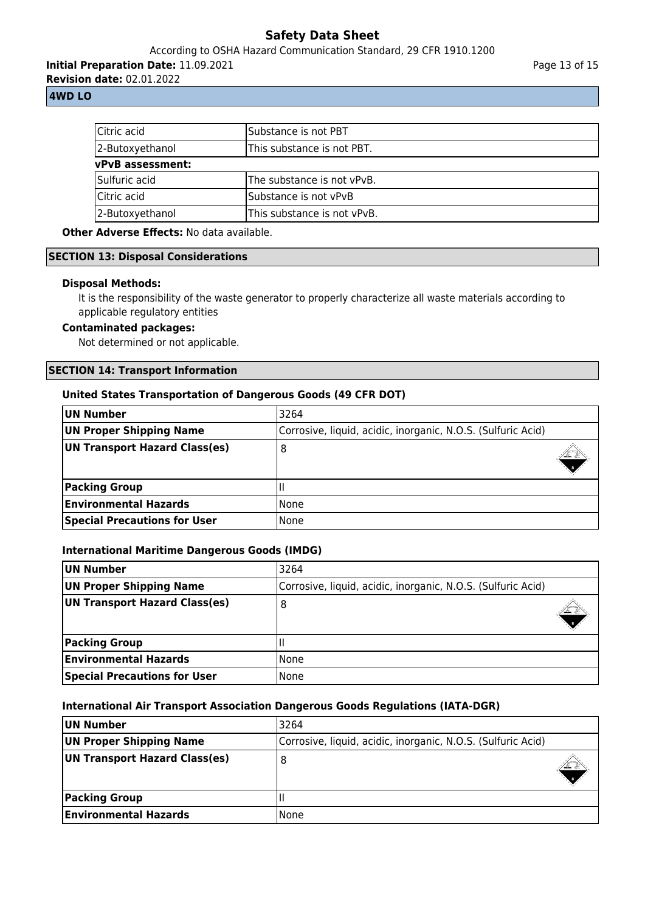| Citric acid | Substance is not PBT |
|---|---|
| 2-Butoxyethanol | This substance is not PBT. |

**vPvB assessment:**

| Sulfuric acid | The substance is not vPvB. |
|---|---|
| Citric acid | Substance is not vPvB |
| 2-Butoxyethanol | This substance is not vPvB. |

**Other Adverse Effects:** No data available.

## SECTION 13: Disposal Considerations

**Disposal Methods:**

It is the responsibility of the waste generator to properly characterize all waste materials according to applicable regulatory entities

**Contaminated packages:**

Not determined or not applicable.

## SECTION 14: Transport Information

### United States Transportation of Dangerous Goods (49 CFR DOT)

| UN Number | 3264 |
|---|---|
| UN Proper Shipping Name | Corrosive, liquid, acidic, inorganic, N.O.S. (Sulfuric Acid) |
| UN Transport Hazard Class(es) | 8 |
| Packing Group | II |
| Environmental Hazards | None |
| Special Precautions for User | None |

### International Maritime Dangerous Goods (IMDG)

| UN Number | 3264 |
|---|---|
| UN Proper Shipping Name | Corrosive, liquid, acidic, inorganic, N.O.S. (Sulfuric Acid) |
| UN Transport Hazard Class(es) | 8 |
| Packing Group | II |
| Environmental Hazards | None |
| Special Precautions for User | None |

### International Air Transport Association Dangerous Goods Regulations (IATA-DGR)

| UN Number | 3264 |
|---|---|
| UN Proper Shipping Name | Corrosive, liquid, acidic, inorganic, N.O.S. (Sulfuric Acid) |
| UN Transport Hazard Class(es) | 8 |
| Packing Group | II |
| Environmental Hazards | None |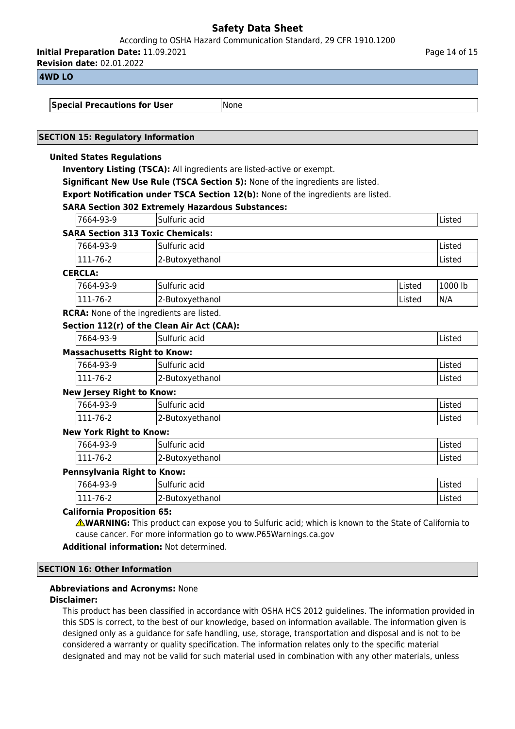**4WD LO**

| Special Precautions for User | None |
|---|---|

## SECTION 15: Regulatory Information

**United States Regulations**

**Inventory Listing (TSCA):** All ingredients are listed-active or exempt.

**Significant New Use Rule (TSCA Section 5):** None of the ingredients are listed.

**Export Notification under TSCA Section 12(b):** None of the ingredients are listed.

**SARA Section 302 Extremely Hazardous Substances:**

| | | |
|---|---|---|
| 7664-93-9 | Sulfuric acid | Listed |

**SARA Section 313 Toxic Chemicals:**

| | | |
|---|---|---|
| 7664-93-9 | Sulfuric acid | Listed |
| 111-76-2 | 2-Butoxyethanol | Listed |

**CERCLA:**

| | | | |
|---|---|---|---|
| 7664-93-9 | Sulfuric acid | Listed | 1000 lb |
| 111-76-2 | 2-Butoxyethanol | Listed | N/A |

**RCRA:** None of the ingredients are listed.

**Section 112(r) of the Clean Air Act (CAA):**

| | | |
|---|---|---|
| 7664-93-9 | Sulfuric acid | Listed |

**Massachusetts Right to Know:**

| | | |
|---|---|---|
| 7664-93-9 | Sulfuric acid | Listed |
| 111-76-2 | 2-Butoxyethanol | Listed |

**New Jersey Right to Know:**

| | | |
|---|---|---|
| 7664-93-9 | Sulfuric acid | Listed |
| 111-76-2 | 2-Butoxyethanol | Listed |

**New York Right to Know:**

| | | |
|---|---|---|
| 7664-93-9 | Sulfuric acid | Listed |
| 111-76-2 | 2-Butoxyethanol | Listed |

**Pennsylvania Right to Know:**

| | | |
|---|---|---|
| 7664-93-9 | Sulfuric acid | Listed |
| 111-76-2 | 2-Butoxyethanol | Listed |

**California Proposition 65:**

⚠**WARNING:** This product can expose you to Sulfuric acid; which is known to the State of California to cause cancer. For more information go to www.P65Warnings.ca.gov

**Additional information:** Not determined.

## SECTION 16: Other Information

**Abbreviations and Acronyms:** None

**Disclaimer:**

This product has been classified in accordance with OSHA HCS 2012 guidelines. The information provided in this SDS is correct, to the best of our knowledge, based on information available. The information given is designed only as a guidance for safe handling, use, storage, transportation and disposal and is not to be considered a warranty or quality specification. The information relates only to the specific material designated and may not be valid for such material used in combination with any other materials, unless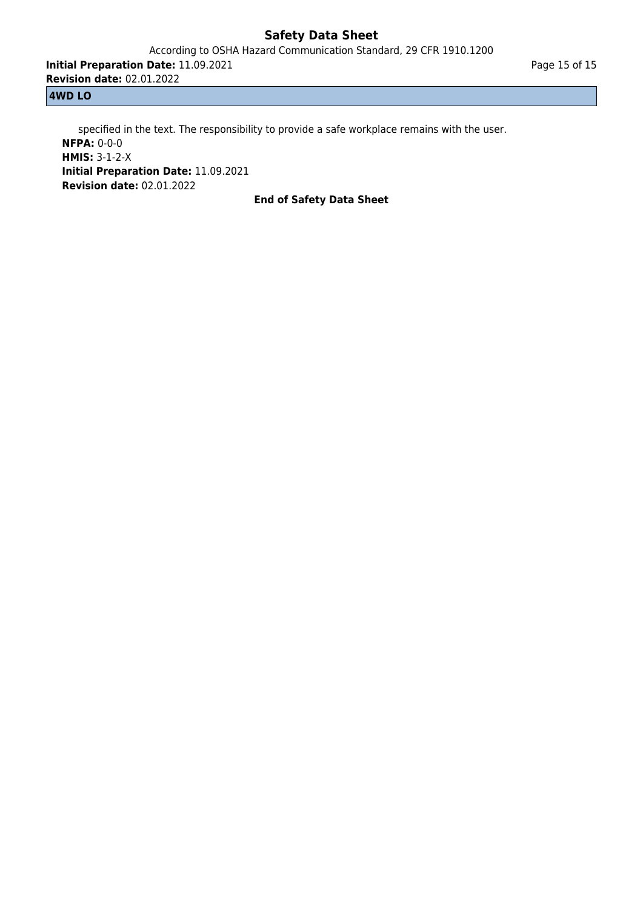specified in the text. The responsibility to provide a safe workplace remains with the user.

**NFPA:** 0-0-0

**HMIS:** 3-1-2-X

**Initial Preparation Date:** 11.09.2021

**Revision date:** 02.01.2022

**End of Safety Data Sheet**